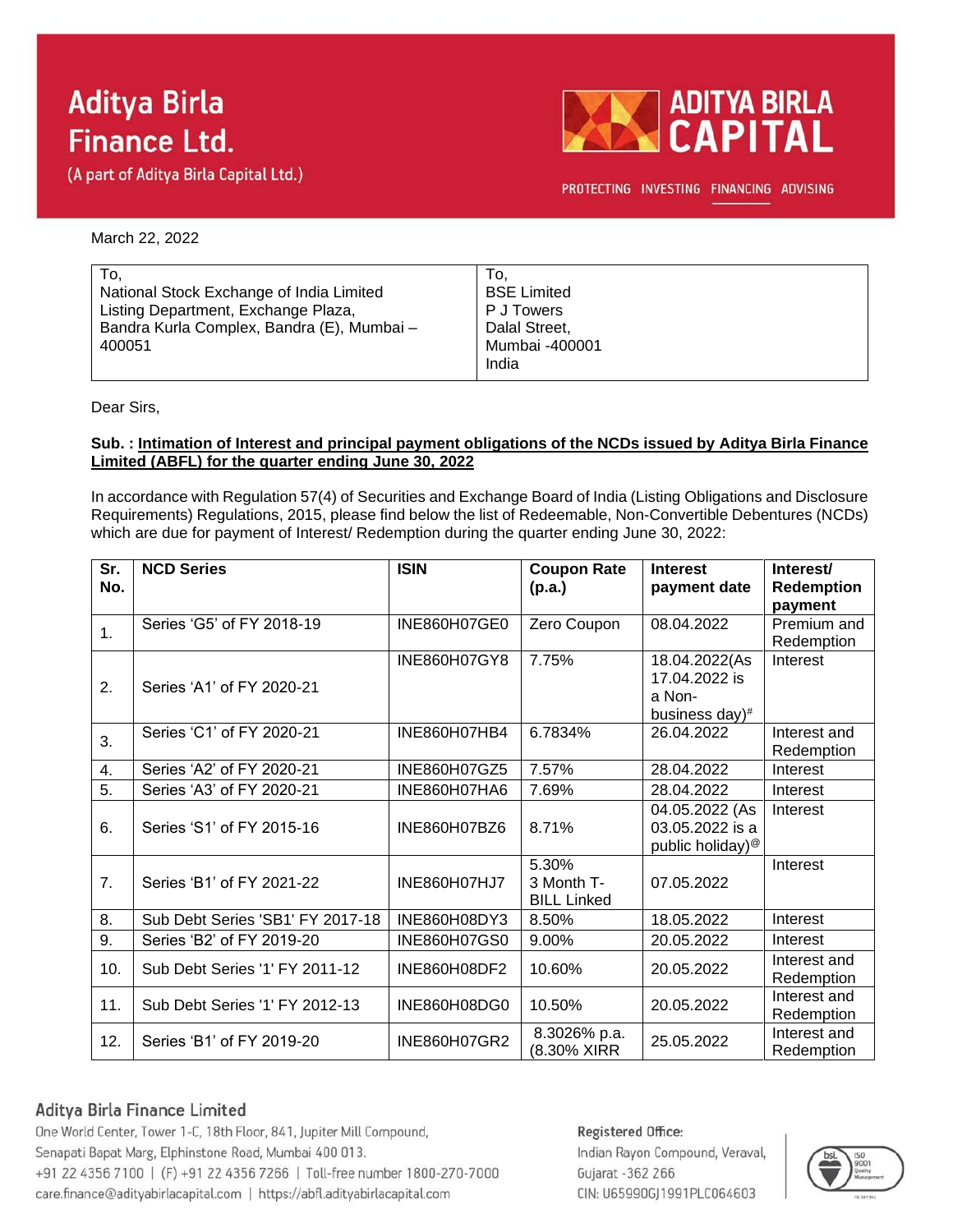# Aditya Birla Finance Ltd.

(A part of Aditya Birla Capital Ltd.)

ADITYA BIRLA CAPITAL

PROTECTING INVESTING FINANCING ADVISING

March 22, 2022

| To,<br>National Stock Exchange of India Limited<br>Listing Department, Exchange Plaza,<br>Bandra Kurla Complex, Bandra (E), Mumbai – 400051 | To,<br>BSE Limited<br>P J Towers<br>Dalal Street,<br>Mumbai -400001<br>India |
|---|---|

Dear Sirs,

**Sub. : Intimation of Interest and principal payment obligations of the NCDs issued by Aditya Birla Finance Limited (ABFL) for the quarter ending June 30, 2022**

In accordance with Regulation 57(4) of Securities and Exchange Board of India (Listing Obligations and Disclosure Requirements) Regulations, 2015, please find below the list of Redeemable, Non-Convertible Debentures (NCDs) which are due for payment of Interest/ Redemption during the quarter ending June 30, 2022:

| Sr. No. | NCD Series | ISIN | Coupon Rate (p.a.) | Interest payment date | Interest/ Redemption payment |
|---|---|---|---|---|---|
| 1. | Series 'G5' of FY 2018-19 | INE860H07GE0 | Zero Coupon | 08.04.2022 | Premium and Redemption |
| 2. | Series 'A1' of FY 2020-21 | INE860H07GY8 | 7.75% | 18.04.2022(As 17.04.2022 is a Non-business day)# | Interest |
| 3. | Series 'C1' of FY 2020-21 | INE860H07HB4 | 6.7834% | 26.04.2022 | Interest and Redemption |
| 4. | Series 'A2' of FY 2020-21 | INE860H07GZ5 | 7.57% | 28.04.2022 | Interest |
| 5. | Series 'A3' of FY 2020-21 | INE860H07HA6 | 7.69% | 28.04.2022 | Interest |
| 6. | Series 'S1' of FY 2015-16 | INE860H07BZ6 | 8.71% | 04.05.2022 (As 03.05.2022 is a public holiday)@ | Interest |
| 7. | Series 'B1' of FY 2021-22 | INE860H07HJ7 | 5.30% 3 Month T-BILL Linked | 07.05.2022 | Interest |
| 8. | Sub Debt Series 'SB1' FY 2017-18 | INE860H08DY3 | 8.50% | 18.05.2022 | Interest |
| 9. | Series 'B2' of FY 2019-20 | INE860H07GS0 | 9.00% | 20.05.2022 | Interest |
| 10. | Sub Debt Series '1' FY 2011-12 | INE860H08DF2 | 10.60% | 20.05.2022 | Interest and Redemption |
| 11. | Sub Debt Series '1' FY 2012-13 | INE860H08DG0 | 10.50% | 20.05.2022 | Interest and Redemption |
| 12. | Series 'B1' of FY 2019-20 | INE860H07GR2 | 8.3026% p.a. (8.30% XIRR | 25.05.2022 | Interest and Redemption |

**Aditya Birla Finance Limited**

One World Center, Tower 1-C, 18th Floor, 841, Jupiter Mill Compound, Senapati Bapat Marg, Elphinstone Road, Mumbai 400 013.
+91 22 4356 7100 | (F) +91 22 4356 7266 | Toll-free number 1800-270-7000
care.finance@adityabirlacapital.com | https://abfl.adityabirlacapital.com

**Registered Office:**
Indian Rayon Compound, Veraval, Gujarat -362 266
CIN: U65990GJ1991PLC064603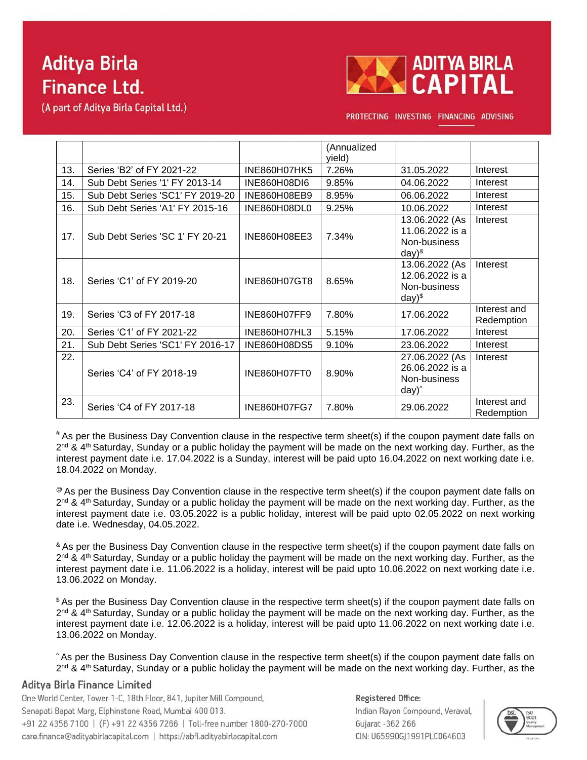| | | | (Annualized yield) | | |
|---|---|---|---|---|---|
| 13. | Series 'B2' of FY 2021-22 | INE860H07HK5 | 7.26% | 31.05.2022 | Interest |
| 14. | Sub Debt Series '1' FY 2013-14 | INE860H08DI6 | 9.85% | 04.06.2022 | Interest |
| 15. | Sub Debt Series 'SC1' FY 2019-20 | INE860H08EB9 | 8.95% | 06.06.2022 | Interest |
| 16. | Sub Debt Series 'A1' FY 2015-16 | INE860H08DL0 | 9.25% | 10.06.2022 | Interest |
| 17. | Sub Debt Series 'SC 1' FY 20-21 | INE860H08EE3 | 7.34% | 13.06.2022 (As 11.06.2022 is a Non-business day)[&] | Interest |
| 18. | Series 'C1' of FY 2019-20 | INE860H07GT8 | 8.65% | 13.06.2022 (As 12.06.2022 is a Non-business day)[$] | Interest |
| 19. | Series 'C3 of FY 2017-18 | INE860H07FF9 | 7.80% | 17.06.2022 | Interest and Redemption |
| 20. | Series 'C1' of FY 2021-22 | INE860H07HL3 | 5.15% | 17.06.2022 | Interest |
| 21. | Sub Debt Series 'SC1' FY 2016-17 | INE860H08DS5 | 9.10% | 23.06.2022 | Interest |
| 22. | Series 'C4' of FY 2018-19 | INE860H07FT0 | 8.90% | 27.06.2022 (As 26.06.2022 is a Non-business day)[^] | Interest |
| 23. | Series 'C4 of FY 2017-18 | INE860H07FG7 | 7.80% | 29.06.2022 | Interest and Redemption |

[#] As per the Business Day Convention clause in the respective term sheet(s) if the coupon payment date falls on 2nd & 4th Saturday, Sunday or a public holiday the payment will be made on the next working day. Further, as the interest payment date i.e. 17.04.2022 is a Sunday, interest will be paid upto 16.04.2022 on next working date i.e. 18.04.2022 on Monday.

[@] As per the Business Day Convention clause in the respective term sheet(s) if the coupon payment date falls on 2nd & 4th Saturday, Sunday or a public holiday the payment will be made on the next working day. Further, as the interest payment date i.e. 03.05.2022 is a public holiday, interest will be paid upto 02.05.2022 on next working date i.e. Wednesday, 04.05.2022.

[&] As per the Business Day Convention clause in the respective term sheet(s) if the coupon payment date falls on 2nd & 4th Saturday, Sunday or a public holiday the payment will be made on the next working day. Further, as the interest payment date i.e. 11.06.2022 is a holiday, interest will be paid upto 10.06.2022 on next working date i.e. 13.06.2022 on Monday.

[$] As per the Business Day Convention clause in the respective term sheet(s) if the coupon payment date falls on 2nd & 4th Saturday, Sunday or a public holiday the payment will be made on the next working day. Further, as the interest payment date i.e. 12.06.2022 is a holiday, interest will be paid upto 11.06.2022 on next working date i.e. 13.06.2022 on Monday.

[^] As per the Business Day Convention clause in the respective term sheet(s) if the coupon payment date falls on 2nd & 4th Saturday, Sunday or a public holiday the payment will be made on the next working day. Further, as the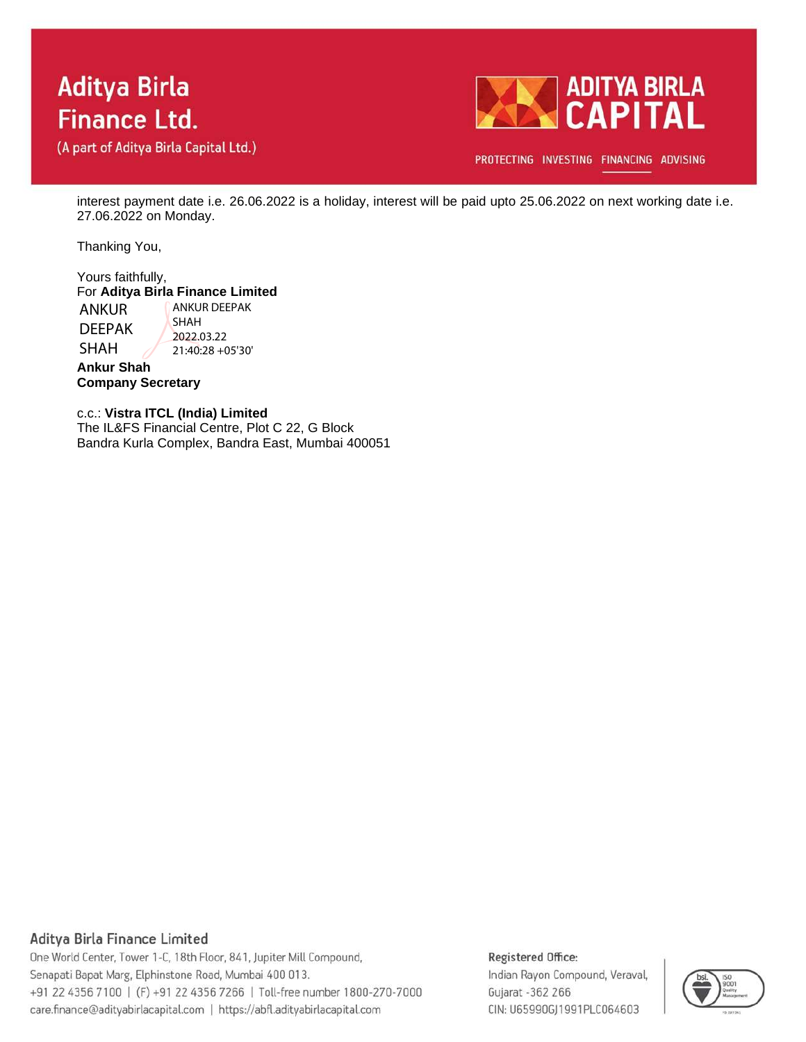interest payment date i.e. 26.06.2022 is a holiday, interest will be paid upto 25.06.2022 on next working date i.e. 27.06.2022 on Monday.

Thanking You,

Yours faithfully,
For **Aditya Birla Finance Limited**

ANKUR DEEPAK SHAH

ANKUR DEEPAK SHAH
2022.03.22
21:40:28 +05'30'

**Ankur Shah**
**Company Secretary**

c.c.: **Vistra ITCL (India) Limited**
The IL&FS Financial Centre, Plot C 22, G Block
Bandra Kurla Complex, Bandra East, Mumbai 400051